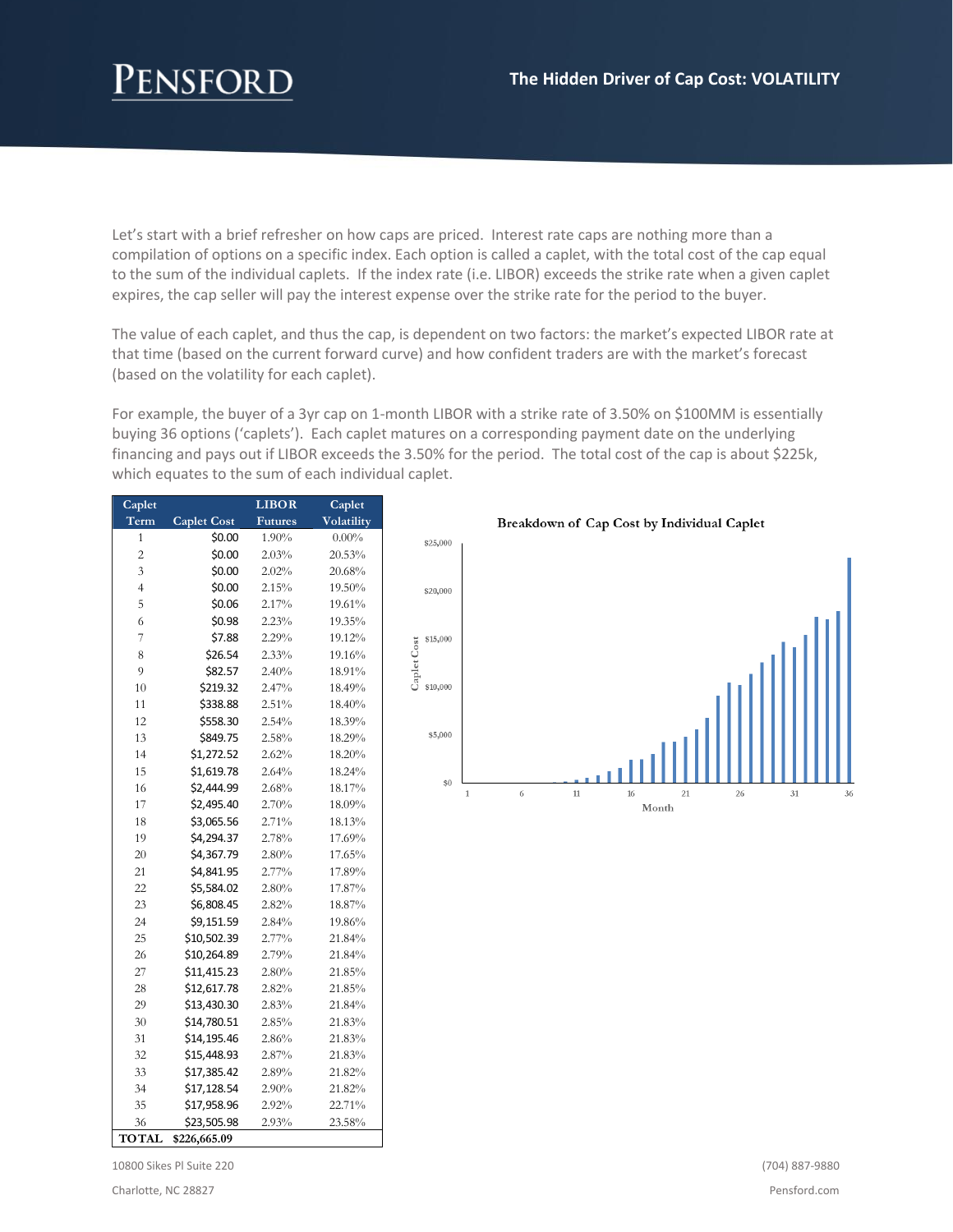# The Hidden Driver of Cap Cost: VOLATILITY

Let's start with a brief refresher on how caps are priced. Interest rate caps are nothing more than a compilation of options on a specific index. Each option is called a caplet, with the total cost of the cap equal to the sum of the individual caplets. If the index rate (i.e. LIBOR) exceeds the strike rate when a given caplet expires, the cap seller will pay the interest expense over the strike rate for the period to the buyer.

The value of each caplet, and thus the cap, is dependent on two factors: the market's expected LIBOR rate at that time (based on the current forward curve) and how confident traders are with the market's forecast (based on the volatility for each caplet).

For example, the buyer of a 3yr cap on 1-month LIBOR with a strike rate of 3.50% on $100MM is essentially buying 36 options ('caplets'). Each caplet matures on a corresponding payment date on the underlying financing and pays out if LIBOR exceeds the 3.50% for the period. The total cost of the cap is about $225k, which equates to the sum of each individual caplet.

| Caplet Term | Caplet Cost | LIBOR Futures | Caplet Volatility |
|---|---|---|---|
| 1 | $0.00 | 1.90% | 0.00% |
| 2 | $0.00 | 2.03% | 20.53% |
| 3 | $0.00 | 2.02% | 20.68% |
| 4 | $0.00 | 2.15% | 19.50% |
| 5 | $0.06 | 2.17% | 19.61% |
| 6 | $0.98 | 2.23% | 19.35% |
| 7 | $7.88 | 2.29% | 19.12% |
| 8 | $26.54 | 2.33% | 19.16% |
| 9 | $82.57 | 2.40% | 18.91% |
| 10 | $219.32 | 2.47% | 18.49% |
| 11 | $338.88 | 2.51% | 18.40% |
| 12 | $558.30 | 2.54% | 18.39% |
| 13 | $849.75 | 2.58% | 18.29% |
| 14 | $1,272.52 | 2.62% | 18.20% |
| 15 | $1,619.78 | 2.64% | 18.24% |
| 16 | $2,444.99 | 2.68% | 18.17% |
| 17 | $2,495.40 | 2.70% | 18.09% |
| 18 | $3,065.56 | 2.71% | 18.13% |
| 19 | $4,294.37 | 2.78% | 17.69% |
| 20 | $4,367.79 | 2.80% | 17.65% |
| 21 | $4,841.95 | 2.77% | 17.89% |
| 22 | $5,584.02 | 2.80% | 17.87% |
| 23 | $6,808.45 | 2.82% | 18.87% |
| 24 | $9,151.59 | 2.84% | 19.86% |
| 25 | $10,502.39 | 2.77% | 21.84% |
| 26 | $10,264.89 | 2.79% | 21.84% |
| 27 | $11,415.23 | 2.80% | 21.85% |
| 28 | $12,617.78 | 2.82% | 21.85% |
| 29 | $13,430.30 | 2.83% | 21.84% |
| 30 | $14,780.51 | 2.85% | 21.83% |
| 31 | $14,195.46 | 2.86% | 21.83% |
| 32 | $15,448.93 | 2.87% | 21.83% |
| 33 | $17,385.42 | 2.89% | 21.82% |
| 34 | $17,128.54 | 2.90% | 21.82% |
| 35 | $17,958.96 | 2.92% | 22.71% |
| 36 | $23,505.98 | 2.93% | 23.58% |
| TOTAL | $226,665.09 | | |

**Breakdown of Cap Cost by Individual Caplet**

10800 Sikes Pl Suite 220
Charlotte, NC 28827

(704) 887-9880
Pensford.com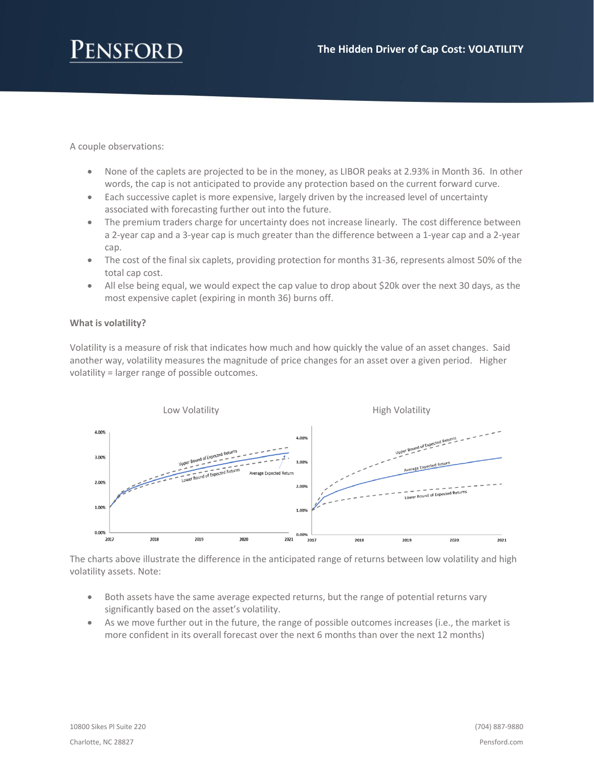A couple observations:

- None of the caplets are projected to be in the money, as LIBOR peaks at 2.93% in Month 36. In other words, the cap is not anticipated to provide any protection based on the current forward curve.
- Each successive caplet is more expensive, largely driven by the increased level of uncertainty associated with forecasting further out into the future.
- The premium traders charge for uncertainty does not increase linearly. The cost difference between a 2-year cap and a 3-year cap is much greater than the difference between a 1-year cap and a 2-year cap.
- The cost of the final six caplets, providing protection for months 31-36, represents almost 50% of the total cap cost.
- All else being equal, we would expect the cap value to drop about $20k over the next 30 days, as the most expensive caplet (expiring in month 36) burns off.

**What is volatility?**

Volatility is a measure of risk that indicates how much and how quickly the value of an asset changes. Said another way, volatility measures the magnitude of price changes for an asset over a given period. Higher volatility = larger range of possible outcomes.

Low Volatility

High Volatility

The charts above illustrate the difference in the anticipated range of returns between low volatility and high volatility assets. Note:

- Both assets have the same average expected returns, but the range of potential returns vary significantly based on the asset's volatility.
- As we move further out in the future, the range of possible outcomes increases (i.e., the market is more confident in its overall forecast over the next 6 months than over the next 12 months)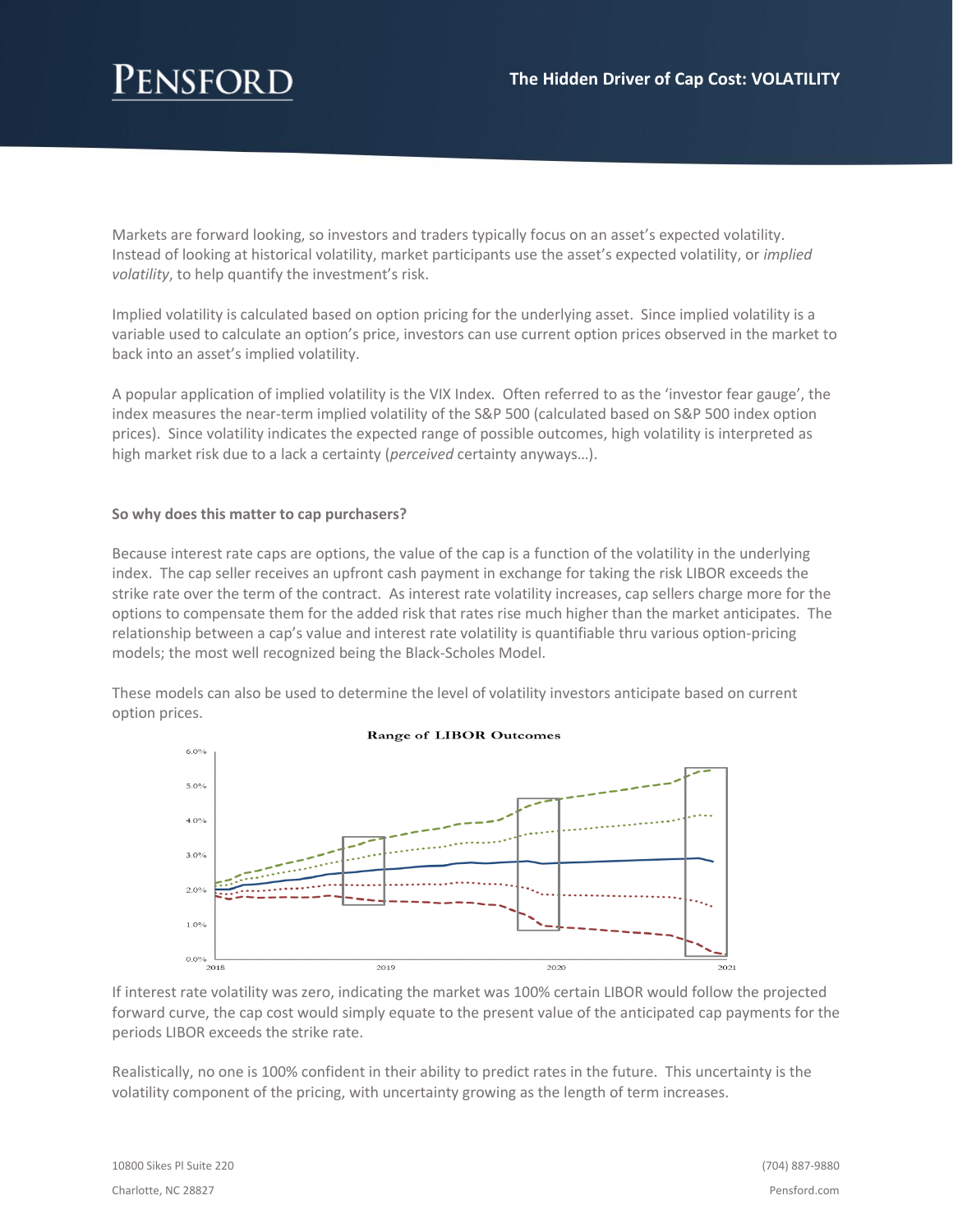Markets are forward looking, so investors and traders typically focus on an asset's expected volatility. Instead of looking at historical volatility, market participants use the asset's expected volatility, or *implied volatility*, to help quantify the investment's risk.

Implied volatility is calculated based on option pricing for the underlying asset. Since implied volatility is a variable used to calculate an option's price, investors can use current option prices observed in the market to back into an asset's implied volatility.

A popular application of implied volatility is the VIX Index. Often referred to as the 'investor fear gauge', the index measures the near-term implied volatility of the S&P 500 (calculated based on S&P 500 index option prices). Since volatility indicates the expected range of possible outcomes, high volatility is interpreted as high market risk due to a lack a certainty (*perceived* certainty anyways…).

**So why does this matter to cap purchasers?**

Because interest rate caps are options, the value of the cap is a function of the volatility in the underlying index. The cap seller receives an upfront cash payment in exchange for taking the risk LIBOR exceeds the strike rate over the term of the contract. As interest rate volatility increases, cap sellers charge more for the options to compensate them for the added risk that rates rise much higher than the market anticipates. The relationship between a cap's value and interest rate volatility is quantifiable thru various option-pricing models; the most well recognized being the Black-Scholes Model.

These models can also be used to determine the level of volatility investors anticipate based on current option prices.

**Range of LIBOR Outcomes**

If interest rate volatility was zero, indicating the market was 100% certain LIBOR would follow the projected forward curve, the cap cost would simply equate to the present value of the anticipated cap payments for the periods LIBOR exceeds the strike rate.

Realistically, no one is 100% confident in their ability to predict rates in the future. This uncertainty is the volatility component of the pricing, with uncertainty growing as the length of term increases.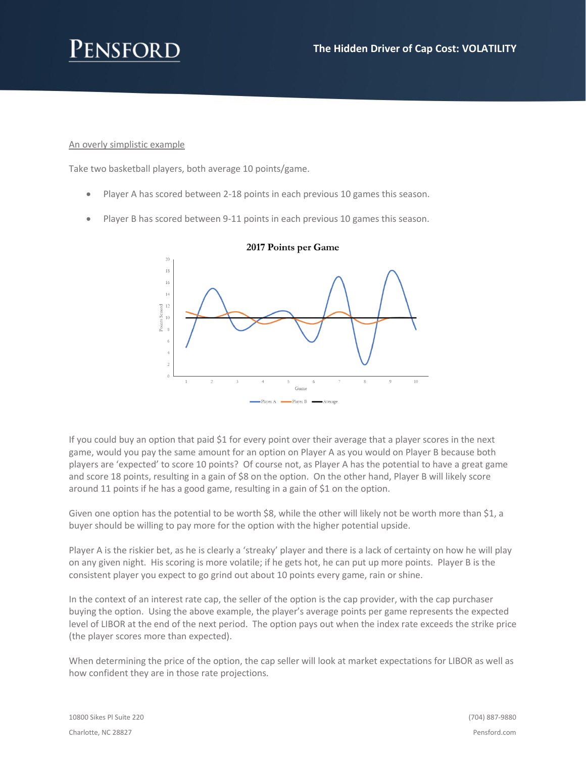An overly simplistic example

Take two basketball players, both average 10 points/game.

- Player A has scored between 2-18 points in each previous 10 games this season.
- Player B has scored between 9-11 points in each previous 10 games this season.

If you could buy an option that paid $1 for every point over their average that a player scores in the next game, would you pay the same amount for an option on Player A as you would on Player B because both players are 'expected' to score 10 points? Of course not, as Player A has the potential to have a great game and score 18 points, resulting in a gain of $8 on the option. On the other hand, Player B will likely score around 11 points if he has a good game, resulting in a gain of $1 on the option.

Given one option has the potential to be worth $8, while the other will likely not be worth more than $1, a buyer should be willing to pay more for the option with the higher potential upside.

Player A is the riskier bet, as he is clearly a 'streaky' player and there is a lack of certainty on how he will play on any given night. His scoring is more volatile; if he gets hot, he can put up more points. Player B is the consistent player you expect to go grind out about 10 points every game, rain or shine.

In the context of an interest rate cap, the seller of the option is the cap provider, with the cap purchaser buying the option. Using the above example, the player's average points per game represents the expected level of LIBOR at the end of the next period. The option pays out when the index rate exceeds the strike price (the player scores more than expected).

When determining the price of the option, the cap seller will look at market expectations for LIBOR as well as how confident they are in those rate projections.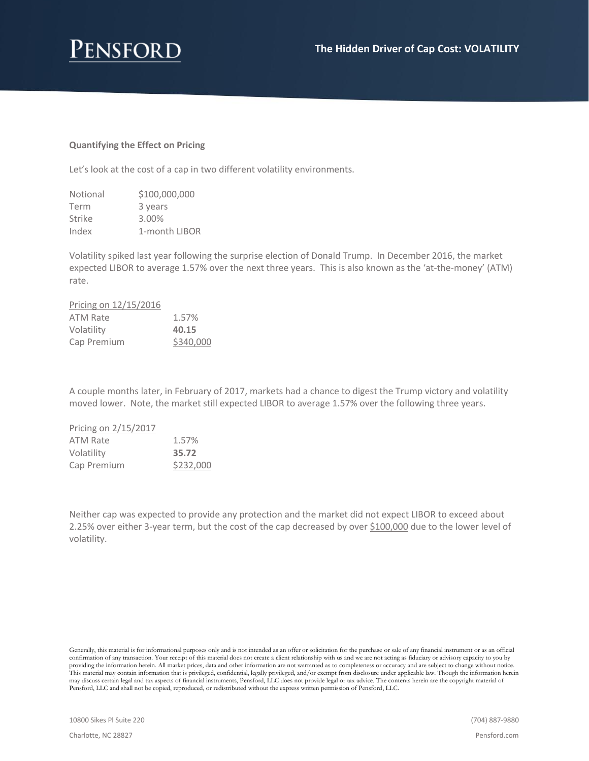### Quantifying the Effect on Pricing

Let's look at the cost of a cap in two different volatility environments.

| | |
|---|---|
| Notional | $100,000,000 |
| Term | 3 years |
| Strike | 3.00% |
| Index | 1-month LIBOR |

Volatility spiked last year following the surprise election of Donald Trump. In December 2016, the market expected LIBOR to average 1.57% over the next three years. This is also known as the 'at-the-money' (ATM) rate.

| Pricing on 12/15/2016 | |
|---|---|
| ATM Rate | 1.57% |
| Volatility | **40.15** |
| Cap Premium | $340,000 |

A couple months later, in February of 2017, markets had a chance to digest the Trump victory and volatility moved lower. Note, the market still expected LIBOR to average 1.57% over the following three years.

| Pricing on 2/15/2017 | |
|---|---|
| ATM Rate | 1.57% |
| Volatility | **35.72** |
| Cap Premium | $232,000 |

Neither cap was expected to provide any protection and the market did not expect LIBOR to exceed about 2.25% over either 3-year term, but the cost of the cap decreased by over $100,000 due to the lower level of volatility.

Generally, this material is for informational purposes only and is not intended as an offer or solicitation for the purchase or sale of any financial instrument or as an official confirmation of any transaction. Your receipt of this material does not create a client relationship with us and we are not acting as fiduciary or advisory capacity to you by providing the information herein. All market prices, data and other information are not warranted as to completeness or accuracy and are subject to change without notice. This material may contain information that is privileged, confidential, legally privileged, and/or exempt from disclosure under applicable law. Though the information herein may discuss certain legal and tax aspects of financial instruments, Pensford, LLC does not provide legal or tax advice. The contents herein are the copyright material of Pensford, LLC and shall not be copied, reproduced, or redistributed without the express written permission of Pensford, LLC.